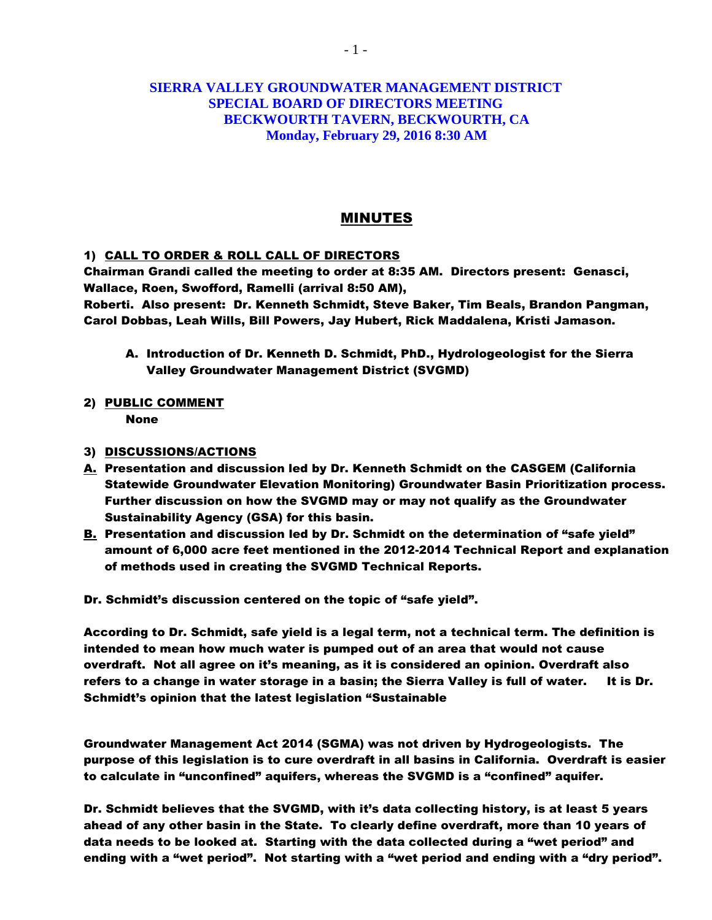# SIERRA VALLEY GROUNDWATER MANAGEMENT DISTRICT
## SPECIAL BOARD OF DIRECTORS MEETING
## BECKWOURTH TAVERN, BECKWOURTH, CA
## Monday, February 29, 2016 8:30 AM

## MINUTES

**1) CALL TO ORDER & ROLL CALL OF DIRECTORS**

**Chairman Grandi called the meeting to order at 8:35 AM. Directors present: Genasci, Wallace, Roen, Swofford, Ramelli (arrival 8:50 AM), Roberti. Also present: Dr. Kenneth Schmidt, Steve Baker, Tim Beals, Brandon Pangman, Carol Dobbas, Leah Wills, Bill Powers, Jay Hubert, Rick Maddalena, Kristi Jamason.**

A. **Introduction of Dr. Kenneth D. Schmidt, PhD., Hydrologeologist for the Sierra Valley Groundwater Management District (SVGMD)**

**2) PUBLIC COMMENT**

**None**

**3) DISCUSSIONS/ACTIONS**

A. **Presentation and discussion led by Dr. Kenneth Schmidt on the CASGEM (California Statewide Groundwater Elevation Monitoring) Groundwater Basin Prioritization process. Further discussion on how the SVGMD may or may not qualify as the Groundwater Sustainability Agency (GSA) for this basin.**

B. **Presentation and discussion led by Dr. Schmidt on the determination of "safe yield" amount of 6,000 acre feet mentioned in the 2012-2014 Technical Report and explanation of methods used in creating the SVGMD Technical Reports.**

**Dr. Schmidt's discussion centered on the topic of "safe yield".**

**According to Dr. Schmidt, safe yield is a legal term, not a technical term. The definition is intended to mean how much water is pumped out of an area that would not cause overdraft. Not all agree on it's meaning, as it is considered an opinion. Overdraft also refers to a change in water storage in a basin; the Sierra Valley is full of water. It is Dr. Schmidt's opinion that the latest legislation "Sustainable Groundwater Management Act 2014 (SGMA) was not driven by Hydrogeologists. The purpose of this legislation is to cure overdraft in all basins in California. Overdraft is easier to calculate in "unconfined" aquifers, whereas the SVGMD is a "confined" aquifer.**

**Dr. Schmidt believes that the SVGMD, with it's data collecting history, is at least 5 years ahead of any other basin in the State. To clearly define overdraft, more than 10 years of data needs to be looked at. Starting with the data collected during a "wet period" and ending with a "wet period". Not starting with a "wet period and ending with a "dry period".**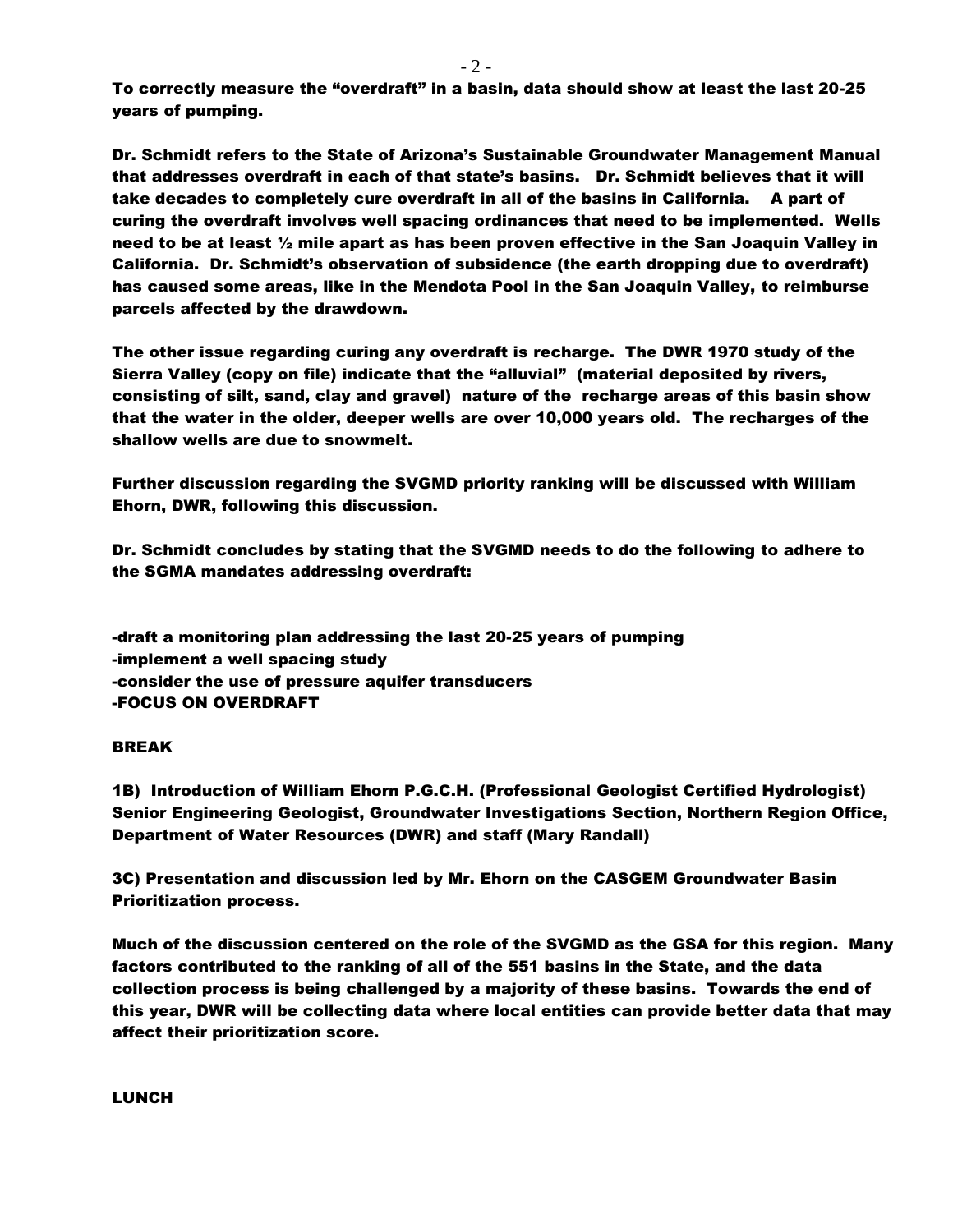**To correctly measure the "overdraft" in a basin, data should show at least the last 20-25 years of pumping.**

**Dr. Schmidt refers to the State of Arizona's Sustainable Groundwater Management Manual that addresses overdraft in each of that state's basins. Dr. Schmidt believes that it will take decades to completely cure overdraft in all of the basins in California. A part of curing the overdraft involves well spacing ordinances that need to be implemented. Wells need to be at least ½ mile apart as has been proven effective in the San Joaquin Valley in California. Dr. Schmidt's observation of subsidence (the earth dropping due to overdraft) has caused some areas, like in the Mendota Pool in the San Joaquin Valley, to reimburse parcels affected by the drawdown.**

**The other issue regarding curing any overdraft is recharge. The DWR 1970 study of the Sierra Valley (copy on file) indicate that the "alluvial" (material deposited by rivers, consisting of silt, sand, clay and gravel) nature of the recharge areas of this basin show that the water in the older, deeper wells are over 10,000 years old. The recharges of the shallow wells are due to snowmelt.**

**Further discussion regarding the SVGMD priority ranking will be discussed with William Ehorn, DWR, following this discussion.**

**Dr. Schmidt concludes by stating that the SVGMD needs to do the following to adhere to the SGMA mandates addressing overdraft:**

**-draft a monitoring plan addressing the last 20-25 years of pumping**
**-implement a well spacing study**
**-consider the use of pressure aquifer transducers**
**-FOCUS ON OVERDRAFT**

**BREAK**

**1B) Introduction of William Ehorn P.G.C.H. (Professional Geologist Certified Hydrologist) Senior Engineering Geologist, Groundwater Investigations Section, Northern Region Office, Department of Water Resources (DWR) and staff (Mary Randall)**

**3C) Presentation and discussion led by Mr. Ehorn on the CASGEM Groundwater Basin Prioritization process.**

**Much of the discussion centered on the role of the SVGMD as the GSA for this region. Many factors contributed to the ranking of all of the 551 basins in the State, and the data collection process is being challenged by a majority of these basins. Towards the end of this year, DWR will be collecting data where local entities can provide better data that may affect their prioritization score.**

**LUNCH**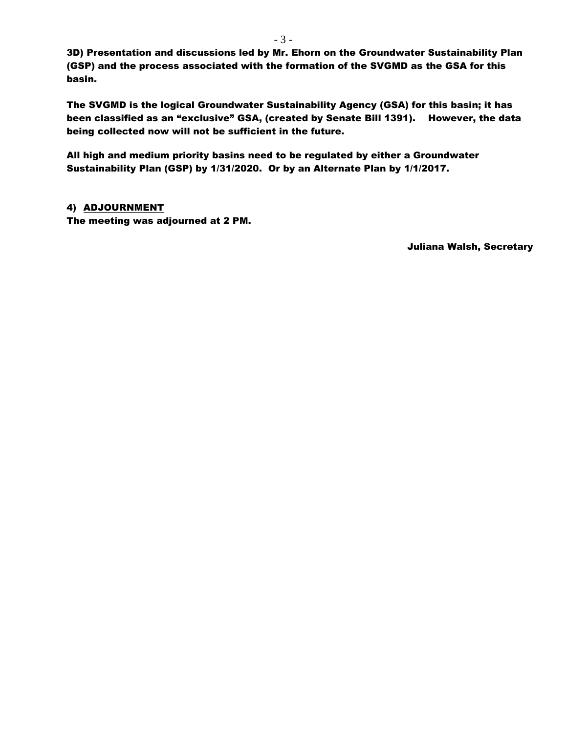**3D) Presentation and discussions led by Mr. Ehorn on the Groundwater Sustainability Plan (GSP) and the process associated with the formation of the SVGMD as the GSA for this basin.**

**The SVGMD is the logical Groundwater Sustainability Agency (GSA) for this basin; it has been classified as an "exclusive" GSA, (created by Senate Bill 1391). However, the data being collected now will not be sufficient in the future.**

**All high and medium priority basins need to be regulated by either a Groundwater Sustainability Plan (GSP) by 1/31/2020. Or by an Alternate Plan by 1/1/2017.**

**4) ADJOURNMENT**

**The meeting was adjourned at 2 PM.**

**Juliana Walsh, Secretary**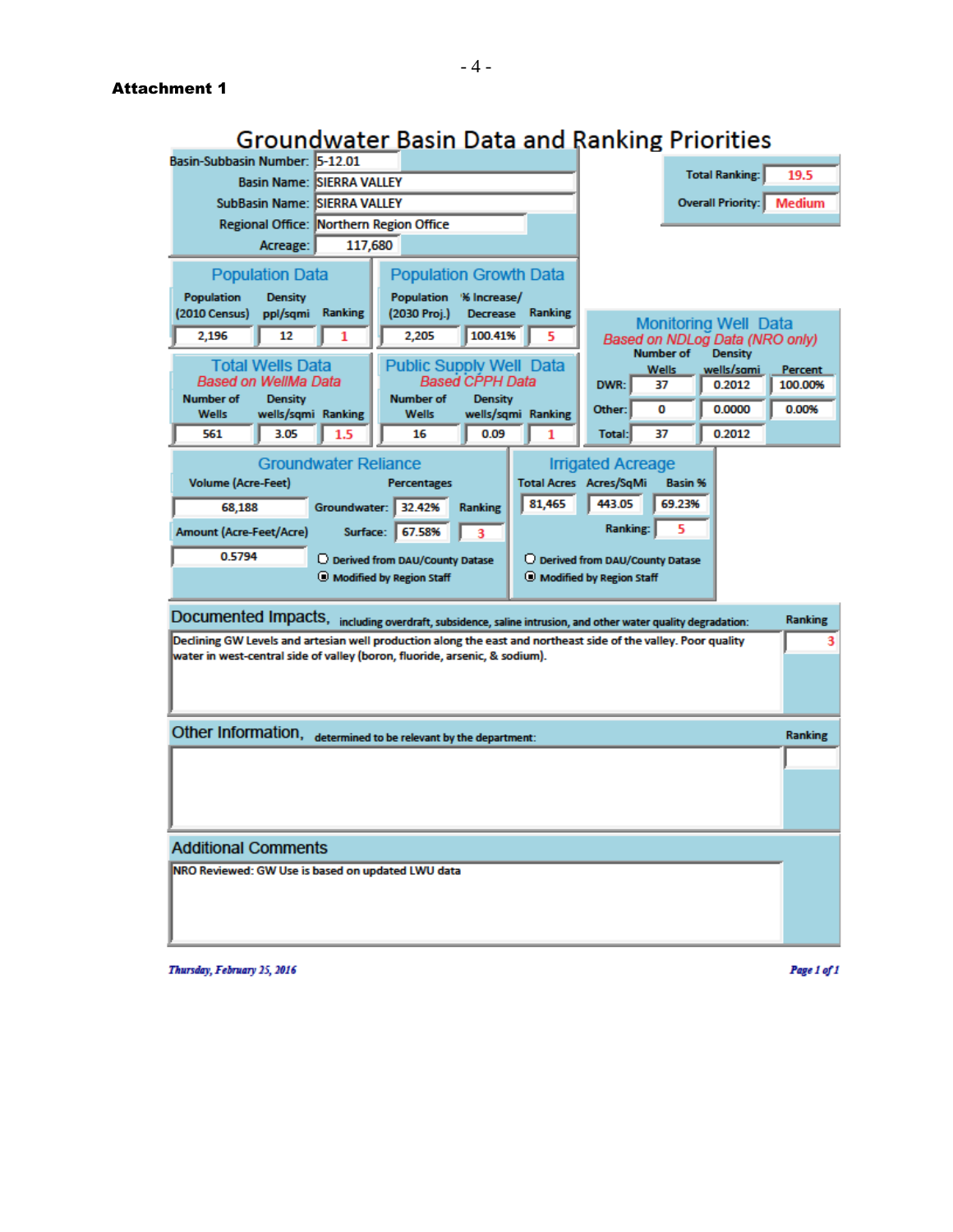**Attachment 1**

# Groundwater Basin Data and Ranking Priorities

| | |
|---|---|
| Basin-Subbasin Number: | 5-12.01 |
| Basin Name: | SIERRA VALLEY |
| SubBasin Name: | SIERRA VALLEY |
| Regional Office: | Northern Region Office |
| Acreage: | 117,680 |

| | |
|---|---|
| Total Ranking: | 19.5 |
| Overall Priority: | Medium |

## Population Data

| Population (2010 Census) | Density ppl/sqmi | Ranking |
|---|---|---|
| 2,196 | 12 | 1 |

## Population Growth Data

| Population (2030 Proj.) | % Increase/ Decrease | Ranking |
|---|---|---|
| 2,205 | 100.41% | 5 |

## Monitoring Well Data

*Based on NDLog Data (NRO only)*

| | Number of Wells | Density wells/sqmi | Percent |
|---|---|---|---|
| DWR: | 37 | 0.2012 | 100.00% |
| Other: | 0 | 0.0000 | 0.00% |
| Total: | 37 | 0.2012 | |

## Total Wells Data

*Based on WellMa Data*

| Number of Wells | Density wells/sqmi | Ranking |
|---|---|---|
| 561 | 3.05 | 1.5 |

## Public Supply Well Data

*Based CPPH Data*

| Number of Wells | Density wells/sqmi | Ranking |
|---|---|---|
| 16 | 0.09 | 1 |

## Groundwater Reliance

| Volume (Acre-Feet) | Percentages | | Ranking |
|---|---|---|---|
| 68,188 | Groundwater: | 32.42% | |
| **Amount (Acre-Feet/Acre)** | Surface: | 67.58% | 3 |
| 0.5794 | | | |

○ Derived from DAU/County Datase
◉ Modified by Region Staff

## Irrigated Acreage

| Total Acres | Acres/SqMi | Basin % |
|---|---|---|
| 81,465 | 443.05 | 69.23% |

Ranking: 5

○ Derived from DAU/County Datase
◉ Modified by Region Staff

## Documented Impacts, including overdraft, subsidence, saline intrusion, and other water quality degradation:

Declining GW Levels and artesian well production along the east and northeast side of the valley. Poor quality water in west-central side of valley (boron, fluoride, arsenic, & sodium).

Ranking: 3

## Other Information, determined to be relevant by the department:

Ranking:

## Additional Comments

NRO Reviewed: GW Use is based on updated LWU data

*Thursday, February 25, 2016*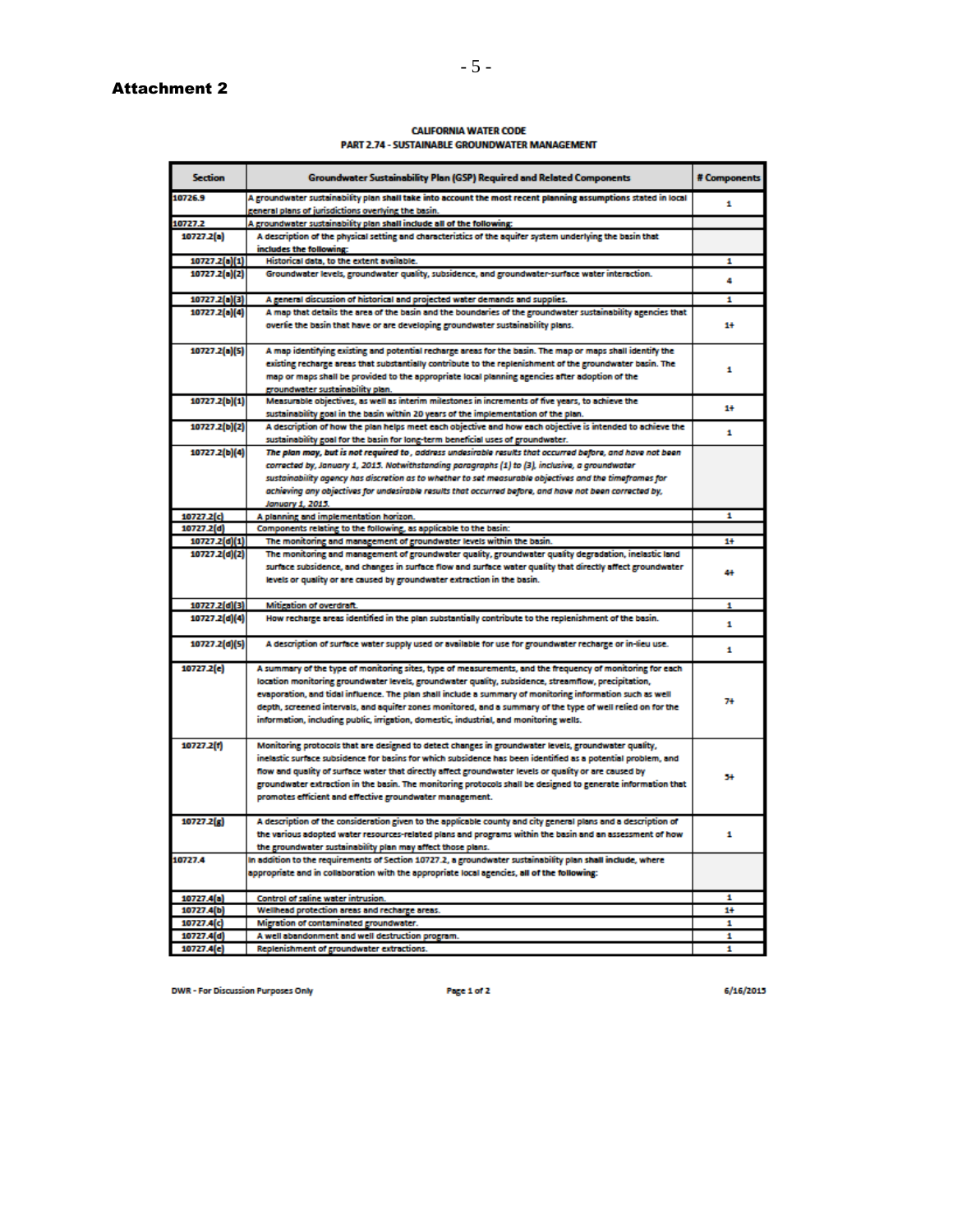## Attachment 2

**CALIFORNIA WATER CODE**
**PART 2.74 - SUSTAINABLE GROUNDWATER MANAGEMENT**

| Section | Groundwater Sustainability Plan (GSP) Required and Related Components | # Components |
|---|---|---|
| 10726.9 | A groundwater sustainability plan shall take into account the most recent planning assumptions stated in local general plans of jurisdictions overlying the basin. | 1 |
| 10727.2 | A groundwater sustainability plan shall include all of the following: | |
| 10727.2(a) | A description of the physical setting and characteristics of the aquifer system underlying the basin that includes the following: | |
| 10727.2(a)(1) | Historical data, to the extent available. | 1 |
| 10727.2(a)(2) | Groundwater levels, groundwater quality, subsidence, and groundwater-surface water interaction. | 4 |
| 10727.2(a)(3) | A general discussion of historical and projected water demands and supplies. | 1 |
| 10727.2(a)(4) | A map that details the area of the basin and the boundaries of the groundwater sustainability agencies that overlie the basin that have or are developing groundwater sustainability plans. | 1+ |
| 10727.2(a)(5) | A map identifying existing and potential recharge areas for the basin. The map or maps shall identify the existing recharge areas that substantially contribute to the replenishment of the groundwater basin. The map or maps shall be provided to the appropriate local planning agencies after adoption of the groundwater sustainability plan. | 1 |
| 10727.2(b)(1) | Measurable objectives, as well as interim milestones in increments of five years, to achieve the sustainability goal in the basin within 20 years of the implementation of the plan. | 1+ |
| 10727.2(b)(2) | A description of how the plan helps meet each objective and how each objective is intended to achieve the sustainability goal for the basin for long-term beneficial uses of groundwater. | 1 |
| 10727.2(b)(4) | *The plan may, but is not required to, address undesirable results that occurred before, and have not been corrected by, January 1, 2015. Notwithstanding paragraphs (1) to (3), inclusive, a groundwater sustainability agency has discretion as to whether to set measurable objectives and the timeframes for achieving any objectives for undesirable results that occurred before, and have not been corrected by, January 1, 2015.* | |
| 10727.2(c) | A planning and implementation horizon. | 1 |
| 10727.2(d) | Components relating to the following, as applicable to the basin: | |
| 10727.2(d)(1) | The monitoring and management of groundwater levels within the basin. | 1+ |
| 10727.2(d)(2) | The monitoring and management of groundwater quality, groundwater quality degradation, inelastic land surface subsidence, and changes in surface flow and surface water quality that directly affect groundwater levels or quality or are caused by groundwater extraction in the basin. | 4+ |
| 10727.2(d)(3) | Mitigation of overdraft. | 1 |
| 10727.2(d)(4) | How recharge areas identified in the plan substantially contribute to the replenishment of the basin. | 1 |
| 10727.2(d)(5) | A description of surface water supply used or available for use for groundwater recharge or in-lieu use. | 1 |
| 10727.2(e) | A summary of the type of monitoring sites, type of measurements, and the frequency of monitoring for each location monitoring groundwater levels, groundwater quality, subsidence, streamflow, precipitation, evaporation, and tidal influence. The plan shall include a summary of monitoring information such as well depth, screened intervals, and aquifer zones monitored, and a summary of the type of well relied on for the information, including public, irrigation, domestic, industrial, and monitoring wells. | 7+ |
| 10727.2(f) | Monitoring protocols that are designed to detect changes in groundwater levels, groundwater quality, inelastic surface subsidence for basins for which subsidence has been identified as a potential problem, and flow and quality of surface water that directly affect groundwater levels or quality or are caused by groundwater extraction in the basin. The monitoring protocols shall be designed to generate information that promotes efficient and effective groundwater management. | 5+ |
| 10727.2(g) | A description of the consideration given to the applicable county and city general plans and a description of the various adopted water resources-related plans and programs within the basin and an assessment of how the groundwater sustainability plan may affect those plans. | 1 |
| 10727.4 | In addition to the requirements of Section 10727.2, a groundwater sustainability plan shall include, where appropriate and in collaboration with the appropriate local agencies, all of the following: | |
| 10727.4(a) | Control of saline water intrusion. | 1 |
| 10727.4(b) | Wellhead protection areas and recharge areas. | 1+ |
| 10727.4(c) | Migration of contaminated groundwater. | 1 |
| 10727.4(d) | A well abandonment and well destruction program. | 1 |
| 10727.4(e) | Replenishment of groundwater extractions. | 1 |

DWR - For Discussion Purposes Only

6/16/2015